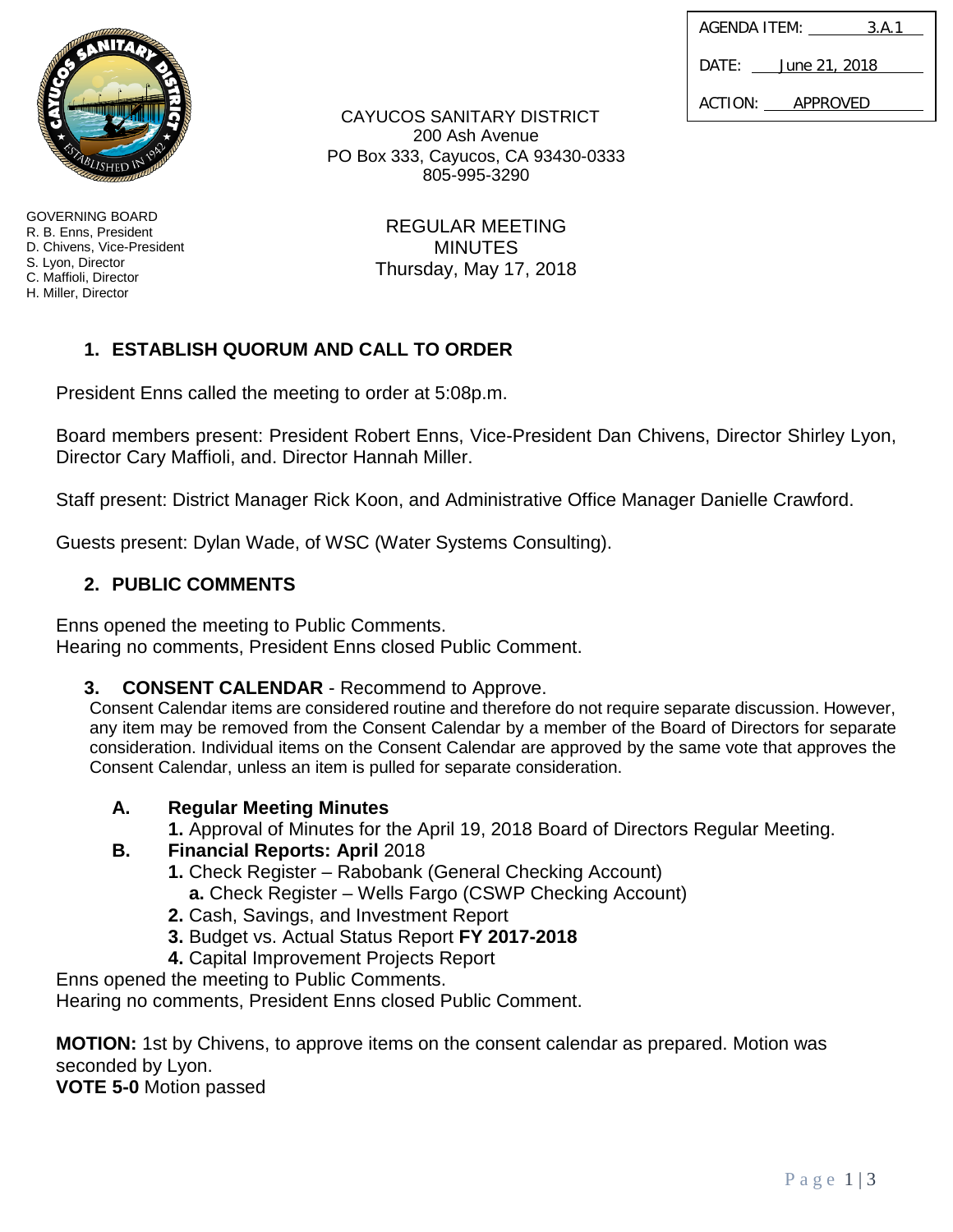| AGENDA ITEM: | 3.A.1 |
| --- | --- |
| DATE: | June 21, 2018 |
| ACTION: | APPROVED |

CAYUCOS SANITARY DISTRICT
200 Ash Avenue
PO Box 333, Cayucos, CA 93430-0333
805-995-3290

GOVERNING BOARD
R. B. Enns, President
D. Chivens, Vice-President
S. Lyon, Director
C. Maffioli, Director
H. Miller, Director

REGULAR MEETING
MINUTES
Thursday, May 17, 2018

## 1. ESTABLISH QUORUM AND CALL TO ORDER

President Enns called the meeting to order at 5:08p.m.

Board members present: President Robert Enns, Vice-President Dan Chivens, Director Shirley Lyon, Director Cary Maffioli, and. Director Hannah Miller.

Staff present: District Manager Rick Koon, and Administrative Office Manager Danielle Crawford.

Guests present: Dylan Wade, of WSC (Water Systems Consulting).

## 2. PUBLIC COMMENTS

Enns opened the meeting to Public Comments.
Hearing no comments, President Enns closed Public Comment.

## 3. CONSENT CALENDAR - Recommend to Approve.

Consent Calendar items are considered routine and therefore do not require separate discussion. However, any item may be removed from the Consent Calendar by a member of the Board of Directors for separate consideration. Individual items on the Consent Calendar are approved by the same vote that approves the Consent Calendar, unless an item is pulled for separate consideration.

**A. Regular Meeting Minutes**

**1.** Approval of Minutes for the April 19, 2018 Board of Directors Regular Meeting.

**B. Financial Reports: April** 2018

**1.** Check Register – Rabobank (General Checking Account)

**a.** Check Register – Wells Fargo (CSWP Checking Account)

**2.** Cash, Savings, and Investment Report

**3.** Budget vs. Actual Status Report **FY 2017-2018**

**4.** Capital Improvement Projects Report

Enns opened the meeting to Public Comments.
Hearing no comments, President Enns closed Public Comment.

**MOTION:** 1st by Chivens, to approve items on the consent calendar as prepared. Motion was seconded by Lyon.
**VOTE 5-0** Motion passed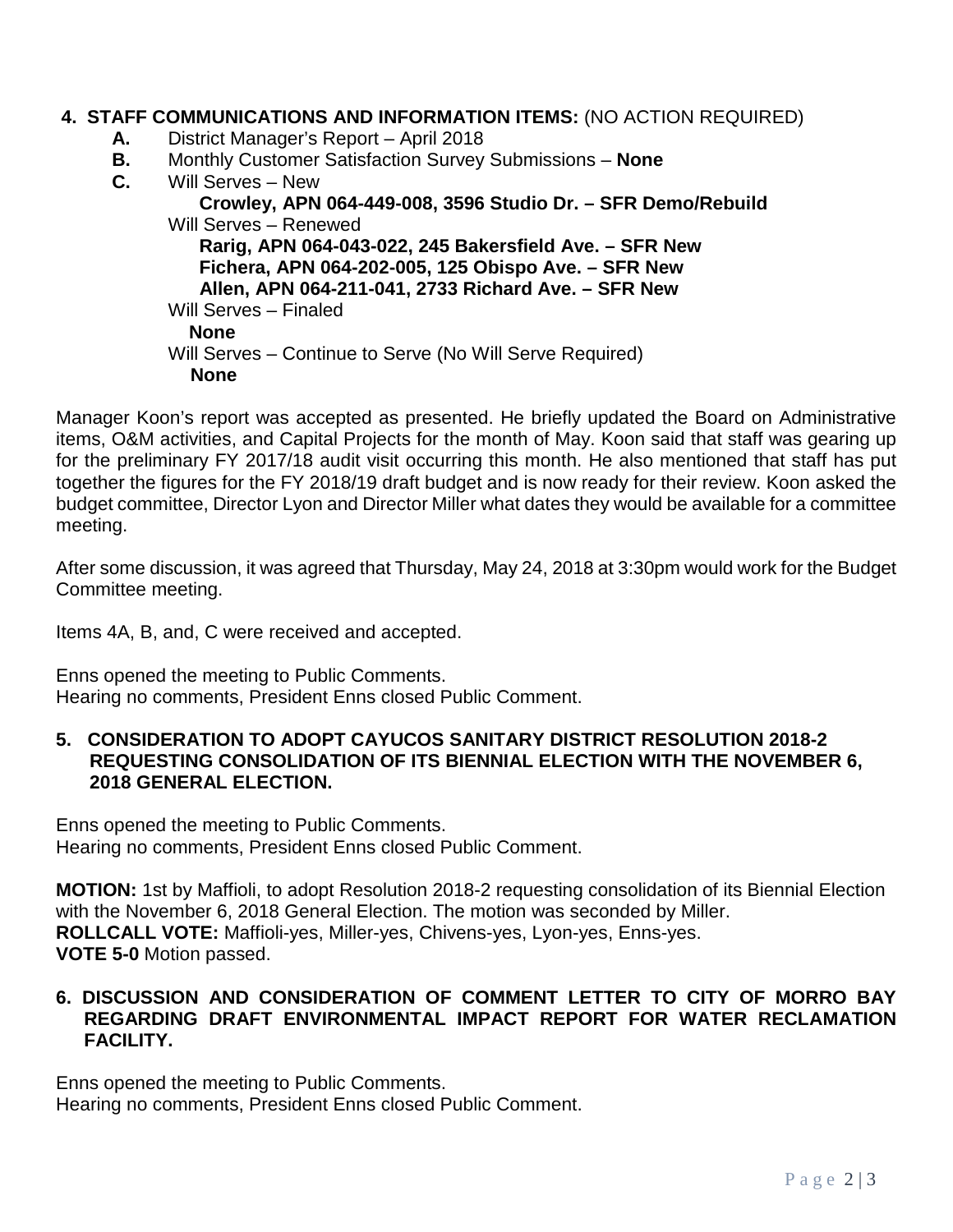**4. STAFF COMMUNICATIONS AND INFORMATION ITEMS:** (NO ACTION REQUIRED)

- **A.** District Manager's Report – April 2018
- **B.** Monthly Customer Satisfaction Survey Submissions – **None**
- **C.** Will Serves – New
  - **Crowley, APN 064-449-008, 3596 Studio Dr. – SFR Demo/Rebuild**

  Will Serves – Renewed
  - **Rarig, APN 064-043-022, 245 Bakersfield Ave. – SFR New**
  - **Fichera, APN 064-202-005, 125 Obispo Ave. – SFR New**
  - **Allen, APN 064-211-041, 2733 Richard Ave. – SFR New**

  Will Serves – Finaled
  - **None**

  Will Serves – Continue to Serve (No Will Serve Required)
  - **None**

Manager Koon's report was accepted as presented. He briefly updated the Board on Administrative items, O&M activities, and Capital Projects for the month of May. Koon said that staff was gearing up for the preliminary FY 2017/18 audit visit occurring this month. He also mentioned that staff has put together the figures for the FY 2018/19 draft budget and is now ready for their review. Koon asked the budget committee, Director Lyon and Director Miller what dates they would be available for a committee meeting.

After some discussion, it was agreed that Thursday, May 24, 2018 at 3:30pm would work for the Budget Committee meeting.

Items 4A, B, and, C were received and accepted.

Enns opened the meeting to Public Comments.
Hearing no comments, President Enns closed Public Comment.

**5. CONSIDERATION TO ADOPT CAYUCOS SANITARY DISTRICT RESOLUTION 2018-2 REQUESTING CONSOLIDATION OF ITS BIENNIAL ELECTION WITH THE NOVEMBER 6, 2018 GENERAL ELECTION.**

Enns opened the meeting to Public Comments.
Hearing no comments, President Enns closed Public Comment.

**MOTION:** 1st by Maffioli, to adopt Resolution 2018-2 requesting consolidation of its Biennial Election with the November 6, 2018 General Election. The motion was seconded by Miller.
**ROLLCALL VOTE:** Maffioli-yes, Miller-yes, Chivens-yes, Lyon-yes, Enns-yes.
**VOTE 5-0** Motion passed.

**6. DISCUSSION AND CONSIDERATION OF COMMENT LETTER TO CITY OF MORRO BAY REGARDING DRAFT ENVIRONMENTAL IMPACT REPORT FOR WATER RECLAMATION FACILITY.**

Enns opened the meeting to Public Comments.
Hearing no comments, President Enns closed Public Comment.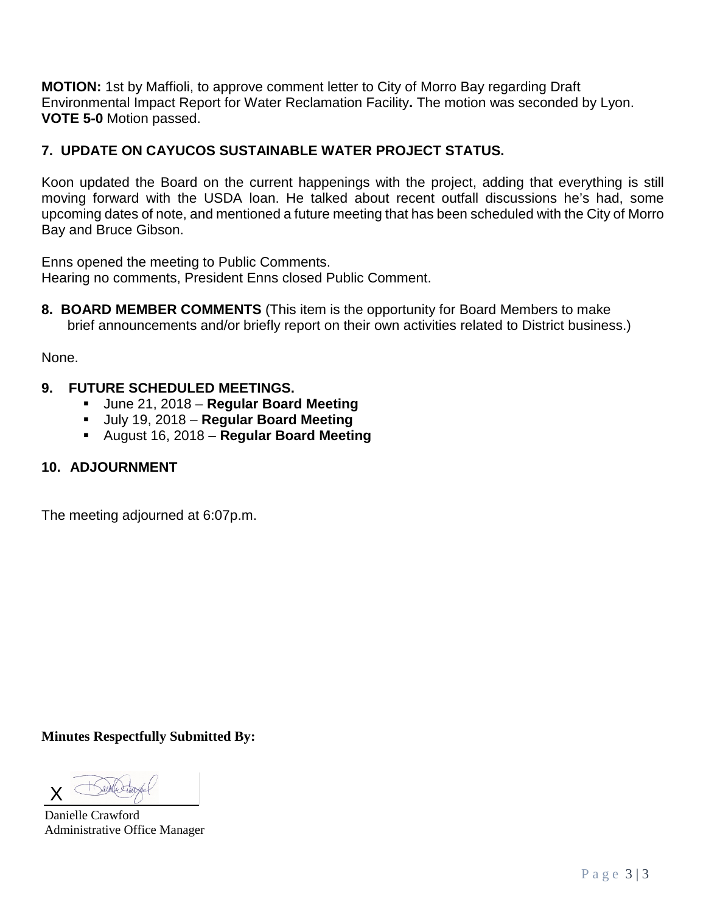**MOTION:** 1st by Maffioli, to approve comment letter to City of Morro Bay regarding Draft Environmental Impact Report for Water Reclamation Facility**.** The motion was seconded by Lyon.
**VOTE 5-0** Motion passed.

## 7. UPDATE ON CAYUCOS SUSTAINABLE WATER PROJECT STATUS.

Koon updated the Board on the current happenings with the project, adding that everything is still moving forward with the USDA loan. He talked about recent outfall discussions he's had, some upcoming dates of note, and mentioned a future meeting that has been scheduled with the City of Morro Bay and Bruce Gibson.

Enns opened the meeting to Public Comments.
Hearing no comments, President Enns closed Public Comment.

## 8. BOARD MEMBER COMMENTS (This item is the opportunity for Board Members to make brief announcements and/or briefly report on their own activities related to District business.)

None.

## 9. FUTURE SCHEDULED MEETINGS.

- June 21, 2018 – **Regular Board Meeting**
- July 19, 2018 – **Regular Board Meeting**
- August 16, 2018 – **Regular Board Meeting**

## 10. ADJOURNMENT

The meeting adjourned at 6:07p.m.

**Minutes Respectfully Submitted By:**

X

Danielle Crawford
Administrative Office Manager